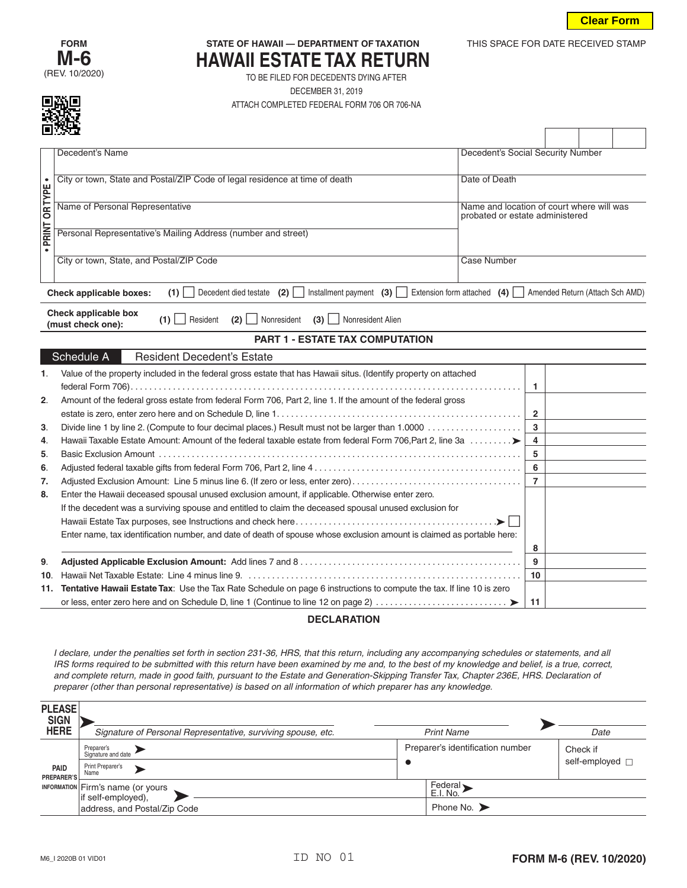Clear Form

**FORM M-6**
(REV. 10/2020)

STATE OF HAWAII — DEPARTMENT OF TAXATION

# HAWAII ESTATE TAX RETURN

TO BE FILED FOR DECEDENTS DYING AFTER DECEMBER 31, 2019

ATTACH COMPLETED FEDERAL FORM 706 OR 706-NA

THIS SPACE FOR DATE RECEIVED STAMP

• PRINT OR TYPE •

| | |
|---|---|
| Decedent's Name | Decedent's Social Security Number |
| City or town, State and Postal/ZIP Code of legal residence at time of death | Date of Death |
| Name of Personal Representative | Name and location of court where will was probated or estate administered |
| Personal Representative's Mailing Address (number and street) | |
| City or town, State, and Postal/ZIP Code | Case Number |

**Check applicable boxes:** **(1)** ☐ Decedent died testate **(2)** ☐ Installment payment **(3)** ☐ Extension form attached **(4)** ☐ Amended Return (Attach Sch AMD)

**Check applicable box (must check one):** **(1)** ☐ Resident **(2)** ☐ Nonresident **(3)** ☐ Nonresident Alien

## PART 1 - ESTATE TAX COMPUTATION

### Schedule A Resident Decedent's Estate

| | | | |
|---|---|---|---|
| **1.** | Value of the property included in the federal gross estate that has Hawaii situs. (Identify property on attached federal Form 706) | 1 | |
| **2.** | Amount of the federal gross estate from federal Form 706, Part 2, line 1. If the amount of the federal gross estate is zero, enter zero here and on Schedule D, line 1 | 2 | |
| **3.** | Divide line 1 by line 2. (Compute to four decimal places.) Result must not be larger than 1.0000 | 3 | |
| **4.** | Hawaii Taxable Estate Amount: Amount of the federal taxable estate from federal Form 706, Part 2, line 3a ➤ | 4 | |
| **5.** | Basic Exclusion Amount | 5 | |
| **6.** | Adjusted federal taxable gifts from federal Form 706, Part 2, line 4 | 6 | |
| **7.** | Adjusted Exclusion Amount: Line 5 minus line 6. (If zero or less, enter zero) | 7 | |
| **8.** | Enter the Hawaii deceased spousal unused exclusion amount, if applicable. Otherwise enter zero. If the decedent was a surviving spouse and entitled to claim the deceased spousal unused exclusion for Hawaii Estate Tax purposes, see Instructions and check here ➤ ☐ Enter name, tax identification number, and date of death of spouse whose exclusion amount is claimed as portable here: | 8 | |
| **9.** | **Adjusted Applicable Exclusion Amount:** Add lines 7 and 8 | 9 | |
| **10.** | Hawaii Net Taxable Estate: Line 4 minus line 9. | 10 | |
| **11.** | **Tentative Hawaii Estate Tax**: Use the Tax Rate Schedule on page 6 instructions to compute the tax. If line 10 is zero or less, enter zero here and on Schedule D, line 1 (Continue to line 12 on page 2) ➤ | 11 | |

## DECLARATION

*I declare, under the penalties set forth in section 231-36, HRS, that this return, including any accompanying schedules or statements, and all IRS forms required to be submitted with this return have been examined by me and, to the best of my knowledge and belief, is a true, correct, and complete return, made in good faith, pursuant to the Estate and Generation-Skipping Transfer Tax, Chapter 236E, HRS. Declaration of preparer (other than personal representative) is based on all information of which preparer has any knowledge.*

**PLEASE SIGN HERE**

➤ *Signature of Personal Representative, surviving spouse, etc.* | *Print Name* | ➤ *Date*

**PAID PREPARER'S INFORMATION**

| | | |
|---|---|---|
| Preparer's Signature and date ➤ | Preparer's identification number ● | Check if self-employed ☐ |
| Print Preparer's Name ➤ | | |
| Firm's name (or yours if self-employed), address, and Postal/Zip Code ➤ | Federal E.I. No. ➤ | |
| | Phone No. ➤ | |

M6_I 2020B 01 VID01 ID NO 01 **FORM M-6 (REV. 10/2020)**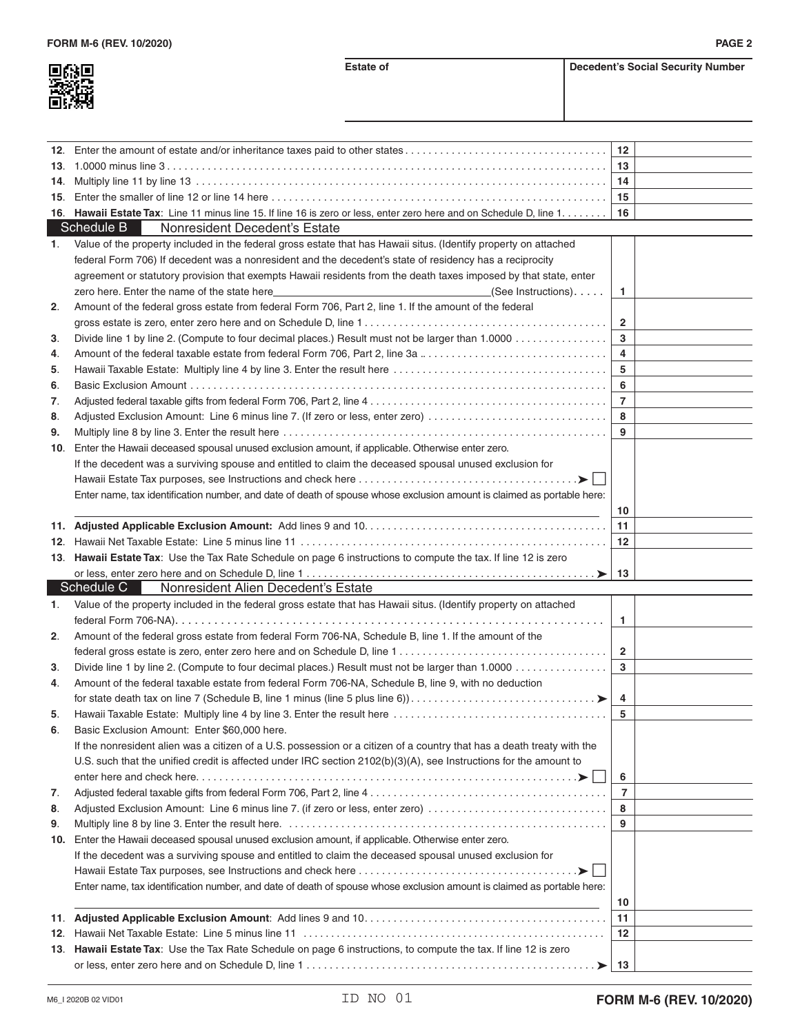| Estate of | Decedent's Social Security Number |
|---|---|
| | |

| | | | |
|---|---|---|---|
| 12. | Enter the amount of estate and/or inheritance taxes paid to other states | 12 | |
| 13. | 1.0000 minus line 3 | 13 | |
| 14. | Multiply line 11 by line 13 | 14 | |
| 15. | Enter the smaller of line 12 or line 14 here | 15 | |
| 16. | **Hawaii Estate Tax**: Line 11 minus line 15. If line 16 is zero or less, enter zero here and on Schedule D, line 1 | 16 | |

## Schedule B Nonresident Decedent's Estate

| | | | |
|---|---|---|---|
| 1. | Value of the property included in the federal gross estate that has Hawaii situs. (Identify property on attached federal Form 706) If decedent was a nonresident and the decedent's state of residency has a reciprocity agreement or statutory provision that exempts Hawaii residents from the death taxes imposed by that state, enter zero here. Enter the name of the state here______________________(See Instructions) | 1 | |
| 2. | Amount of the federal gross estate from federal Form 706, Part 2, line 1. If the amount of the federal gross estate is zero, enter zero here and on Schedule D, line 1 | 2 | |
| 3. | Divide line 1 by line 2. (Compute to four decimal places.) Result must not be larger than 1.0000 | 3 | |
| 4. | Amount of the federal taxable estate from federal Form 706, Part 2, line 3a | 4 | |
| 5. | Hawaii Taxable Estate: Multiply line 4 by line 3. Enter the result here | 5 | |
| 6. | Basic Exclusion Amount | 6 | |
| 7. | Adjusted federal taxable gifts from federal Form 706, Part 2, line 4 | 7 | |
| 8. | Adjusted Exclusion Amount: Line 6 minus line 7. (If zero or less, enter zero) | 8 | |
| 9. | Multiply line 8 by line 3. Enter the result here | 9 | |
| 10. | Enter the Hawaii deceased spousal unused exclusion amount, if applicable. Otherwise enter zero. If the decedent was a surviving spouse and entitled to claim the deceased spousal unused exclusion for Hawaii Estate Tax purposes, see Instructions and check here ➤ ☐ Enter name, tax identification number, and date of death of spouse whose exclusion amount is claimed as portable here: ______________________ | 10 | |
| 11. | **Adjusted Applicable Exclusion Amount:** Add lines 9 and 10 | 11 | |
| 12. | Hawaii Net Taxable Estate: Line 5 minus line 11 | 12 | |
| 13. | **Hawaii Estate Tax**: Use the Tax Rate Schedule on page 6 instructions to compute the tax. If line 12 is zero or less, enter zero here and on Schedule D, line 1 ➤ | 13 | |

## Schedule C Nonresident Alien Decedent's Estate

| | | | |
|---|---|---|---|
| 1. | Value of the property included in the federal gross estate that has Hawaii situs. (Identify property on attached federal Form 706-NA) | 1 | |
| 2. | Amount of the federal gross estate from federal Form 706-NA, Schedule B, line 1. If the amount of the federal gross estate is zero, enter zero here and on Schedule D, line 1 | 2 | |
| 3. | Divide line 1 by line 2. (Compute to four decimal places.) Result must not be larger than 1.0000 | 3 | |
| 4. | Amount of the federal taxable estate from federal Form 706-NA, Schedule B, line 9, with no deduction for state death tax on line 7 (Schedule B, line 1 minus (line 5 plus line 6)) ➤ | 4 | |
| 5. | Hawaii Taxable Estate: Multiply line 4 by line 3. Enter the result here | 5 | |
| 6. | Basic Exclusion Amount: Enter $60,000 here. If the nonresident alien was a citizen of a U.S. possession or a citizen of a country that has a death treaty with the U.S. such that the unified credit is affected under IRC section 2102(b)(3)(A), see Instructions for the amount to enter here and check here ➤ ☐ | 6 | |
| 7. | Adjusted federal taxable gifts from federal Form 706, Part 2, line 4 | 7 | |
| 8. | Adjusted Exclusion Amount: Line 6 minus line 7. (if zero or less, enter zero) | 8 | |
| 9. | Multiply line 8 by line 3. Enter the result here. | 9 | |
| 10. | Enter the Hawaii deceased spousal unused exclusion amount, if applicable. Otherwise enter zero. If the decedent was a surviving spouse and entitled to claim the deceased spousal unused exclusion for Hawaii Estate Tax purposes, see Instructions and check here ➤ ☐ Enter name, tax identification number, and date of death of spouse whose exclusion amount is claimed as portable here: ______________________ | 10 | |
| 11. | **Adjusted Applicable Exclusion Amount**: Add lines 9 and 10 | 11 | |
| 12. | Hawaii Net Taxable Estate: Line 5 minus line 11 | 12 | |
| 13. | **Hawaii Estate Tax**: Use the Tax Rate Schedule on page 6 instructions, to compute the tax. If line 12 is zero or less, enter zero here and on Schedule D, line 1 ➤ | 13 | |

M6_I 2020B 02 VID01 ID NO 01 **FORM M-6 (REV. 10/2020)**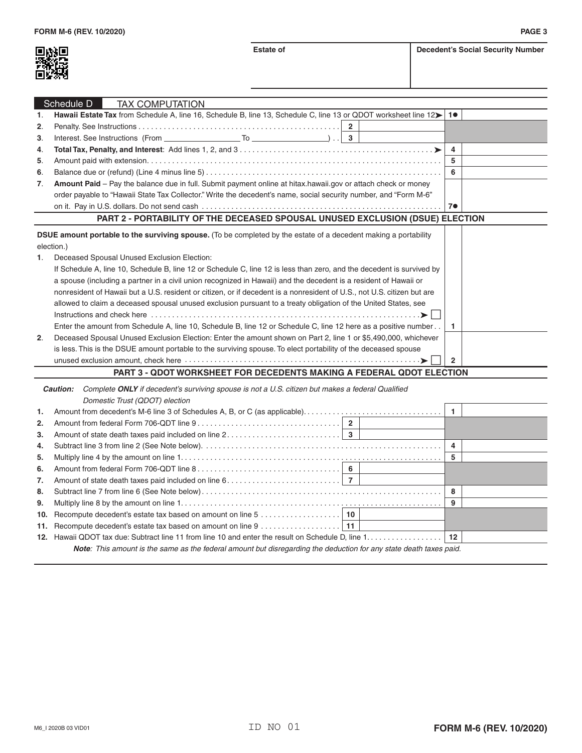| Estate of | Decedent's Social Security Number |
|---|---|
| | |

## Schedule D TAX COMPUTATION

| | | | | |
|---|---|---|---|---|
| 1. | **Hawaii Estate Tax** from Schedule A, line 16, Schedule B, line 13, Schedule C, line 13 or QDOT worksheet line 12 | | 1● | |
| 2. | Penalty. See Instructions | 2 | | |
| 3. | Interest. See Instructions (From ______ To ______) | 3 | | |
| 4. | **Total Tax, Penalty, and Interest**: Add lines 1, 2, and 3 | | 4 | |
| 5. | Amount paid with extension | | 5 | |
| 6. | Balance due or (refund) (Line 4 minus line 5) | | 6 | |
| 7. | **Amount Paid** – Pay the balance due in full. Submit payment online at hitax.hawaii.gov or attach check or money order payable to "Hawaii State Tax Collector." Write the decedent's name, social security number, and "Form M-6" on it. Pay in U.S. dollars. Do not send cash | | 7● | |

## PART 2 - PORTABILITY OF THE DECEASED SPOUSAL UNUSED EXCLUSION (DSUE) ELECTION

**DSUE amount portable to the surviving spouse.** (To be completed by the estate of a decedent making a portability election.)

1. Deceased Spousal Unused Exclusion Election:
   If Schedule A, line 10, Schedule B, line 12 or Schedule C, line 12 is less than zero, and the decedent is survived by a spouse (including a partner in a civil union recognized in Hawaii) and the decedent is a resident of Hawaii or nonresident of Hawaii but a U.S. resident or citizen, or if decedent is a nonresident of U.S., not U.S. citizen but are allowed to claim a deceased spousal unused exclusion pursuant to a treaty obligation of the United States, see Instructions and check here ☐
   Enter the amount from Schedule A, line 10, Schedule B, line 12 or Schedule C, line 12 here as a positive number . . **1** ______
2. Deceased Spousal Unused Exclusion Election: Enter the amount shown on Part 2, line 1 or $5,490,000, whichever is less. This is the DSUE amount portable to the surviving spouse. To elect portability of the deceased spouse unused exclusion amount, check here ☐ **2** ______

## PART 3 - QDOT WORKSHEET FOR DECEDENTS MAKING A FEDERAL QDOT ELECTION

***Caution:*** *Complete **ONLY** if decedent's surviving spouse is not a U.S. citizen but makes a federal Qualified Domestic Trust (QDOT) election*

| | | | | |
|---|---|---|---|---|
| 1. | Amount from decedent's M-6 line 3 of Schedules A, B, or C (as applicable) | | 1 | |
| 2. | Amount from federal Form 706-QDT line 9 | 2 | | |
| 3. | Amount of state death taxes paid included on line 2 | 3 | | |
| 4. | Subtract line 3 from line 2 (See Note below) | | 4 | |
| 5. | Multiply line 4 by the amount on line 1 | | 5 | |
| 6. | Amount from federal Form 706-QDT line 8 | 6 | | |
| 7. | Amount of state death taxes paid included on line 6 | 7 | | |
| 8. | Subtract line 7 from line 6 (See Note below) | | 8 | |
| 9. | Multiply line 8 by the amount on line 1 | | 9 | |
| 10. | Recompute decedent's estate tax based on amount on line 5 | 10 | | |
| 11. | Recompute decedent's estate tax based on amount on line 9 | 11 | | |
| 12. | Hawaii QDOT tax due: Subtract line 11 from line 10 and enter the result on Schedule D, line 1 | | 12 | |

***Note**: This amount is the same as the federal amount but disregarding the deduction for any state death taxes paid.*

M6_I 2020B 03 VID01 ID NO 01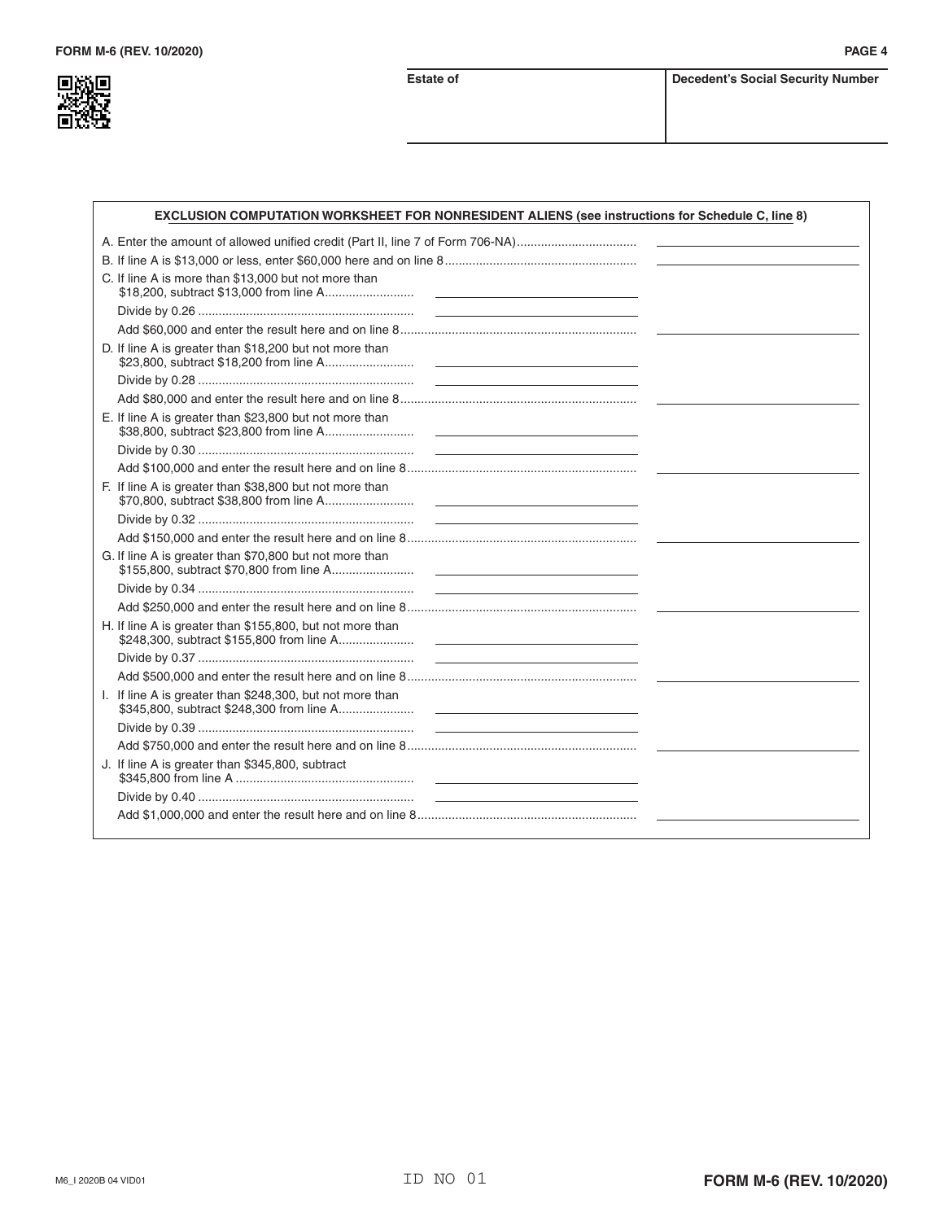| Estate of | Decedent's Social Security Number |
| --- | --- |
| | |

**EXCLUSION COMPUTATION WORKSHEET FOR NONRESIDENT ALIENS (see instructions for Schedule C, line 8)**

A. Enter the amount of allowed unified credit (Part II, line 7 of Form 706-NA) ____________

B. If line A is $13,000 or less, enter $60,000 here and on line 8 ____________

C. If line A is more than $13,000 but not more than $18,200, subtract $13,000 from line A ____________
Divide by 0.26 ____________
Add $60,000 and enter the result here and on line 8 ____________

D. If line A is greater than $18,200 but not more than $23,800, subtract $18,200 from line A ____________
Divide by 0.28 ____________
Add $80,000 and enter the result here and on line 8 ____________

E. If line A is greater than $23,800 but not more than $38,800, subtract $23,800 from line A ____________
Divide by 0.30 ____________
Add $100,000 and enter the result here and on line 8 ____________

F. If line A is greater than $38,800 but not more than $70,800, subtract $38,800 from line A ____________
Divide by 0.32 ____________
Add $150,000 and enter the result here and on line 8 ____________

G. If line A is greater than $70,800 but not more than $155,800, subtract $70,800 from line A ____________
Divide by 0.34 ____________
Add $250,000 and enter the result here and on line 8 ____________

H. If line A is greater than $155,800, but not more than $248,300, subtract $155,800 from line A ____________
Divide by 0.37 ____________
Add $500,000 and enter the result here and on line 8 ____________

I. If line A is greater than $248,300, but not more than $345,800, subtract $248,300 from line A ____________
Divide by 0.39 ____________
Add $750,000 and enter the result here and on line 8 ____________

J. If line A is greater than $345,800, subtract $345,800 from line A ____________
Divide by 0.40 ____________
Add $1,000,000 and enter the result here and on line 8 ____________

M6_I 2020B 04 VID01

ID NO 01